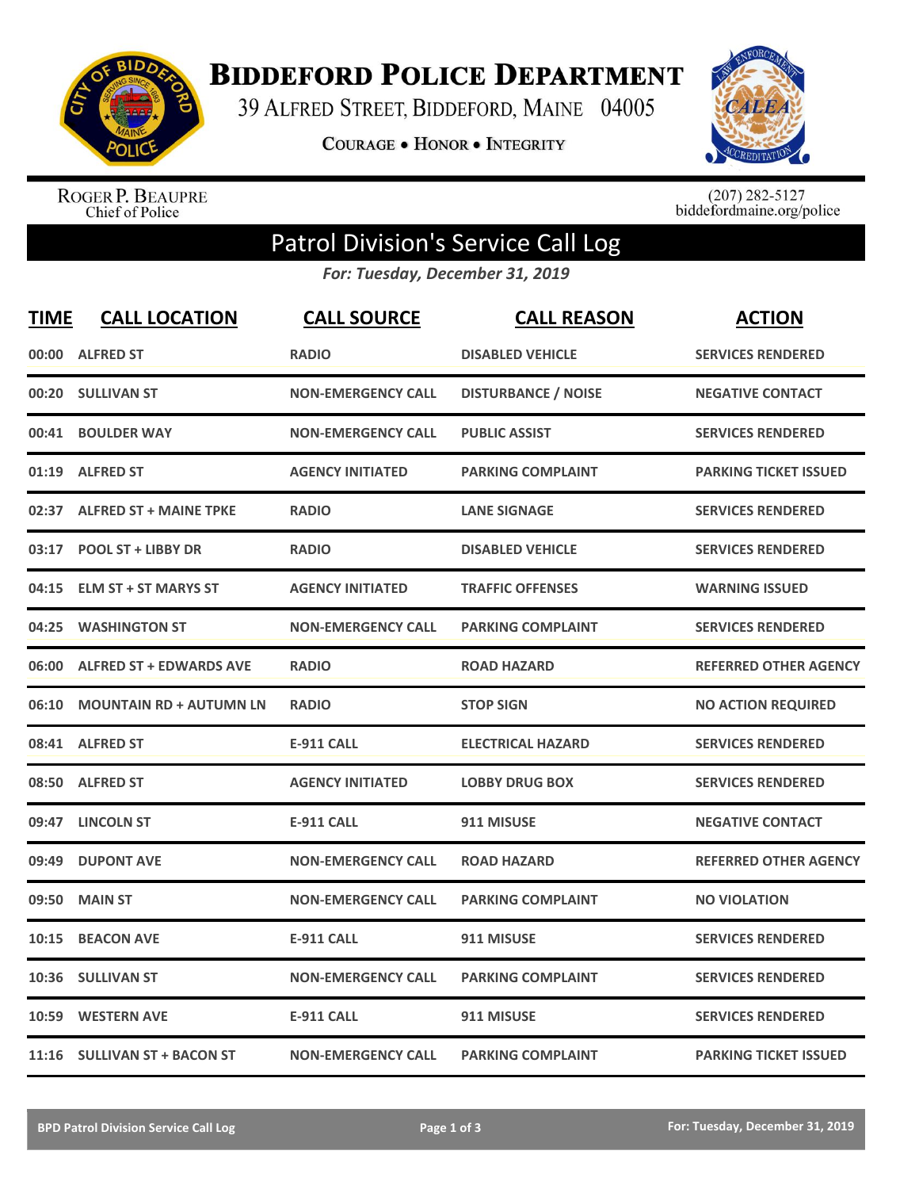# Biddeford Police Department

39 Alfred Street, Biddeford, Maine 04005

Courage • Honor • Integrity

Roger P. Beaupre
Chief of Police

(207) 282-5127
biddefordmaine.org/police

## Patrol Division's Service Call Log

*For: Tuesday, December 31, 2019*

| TIME | CALL LOCATION | CALL SOURCE | CALL REASON | ACTION |
|---|---|---|---|---|
| 00:00 | ALFRED ST | RADIO | DISABLED VEHICLE | SERVICES RENDERED |
| 00:20 | SULLIVAN ST | NON-EMERGENCY CALL | DISTURBANCE / NOISE | NEGATIVE CONTACT |
| 00:41 | BOULDER WAY | NON-EMERGENCY CALL | PUBLIC ASSIST | SERVICES RENDERED |
| 01:19 | ALFRED ST | AGENCY INITIATED | PARKING COMPLAINT | PARKING TICKET ISSUED |
| 02:37 | ALFRED ST + MAINE TPKE | RADIO | LANE SIGNAGE | SERVICES RENDERED |
| 03:17 | POOL ST + LIBBY DR | RADIO | DISABLED VEHICLE | SERVICES RENDERED |
| 04:15 | ELM ST + ST MARYS ST | AGENCY INITIATED | TRAFFIC OFFENSES | WARNING ISSUED |
| 04:25 | WASHINGTON ST | NON-EMERGENCY CALL | PARKING COMPLAINT | SERVICES RENDERED |
| 06:00 | ALFRED ST + EDWARDS AVE | RADIO | ROAD HAZARD | REFERRED OTHER AGENCY |
| 06:10 | MOUNTAIN RD + AUTUMN LN | RADIO | STOP SIGN | NO ACTION REQUIRED |
| 08:41 | ALFRED ST | E-911 CALL | ELECTRICAL HAZARD | SERVICES RENDERED |
| 08:50 | ALFRED ST | AGENCY INITIATED | LOBBY DRUG BOX | SERVICES RENDERED |
| 09:47 | LINCOLN ST | E-911 CALL | 911 MISUSE | NEGATIVE CONTACT |
| 09:49 | DUPONT AVE | NON-EMERGENCY CALL | ROAD HAZARD | REFERRED OTHER AGENCY |
| 09:50 | MAIN ST | NON-EMERGENCY CALL | PARKING COMPLAINT | NO VIOLATION |
| 10:15 | BEACON AVE | E-911 CALL | 911 MISUSE | SERVICES RENDERED |
| 10:36 | SULLIVAN ST | NON-EMERGENCY CALL | PARKING COMPLAINT | SERVICES RENDERED |
| 10:59 | WESTERN AVE | E-911 CALL | 911 MISUSE | SERVICES RENDERED |
| 11:16 | SULLIVAN ST + BACON ST | NON-EMERGENCY CALL | PARKING COMPLAINT | PARKING TICKET ISSUED |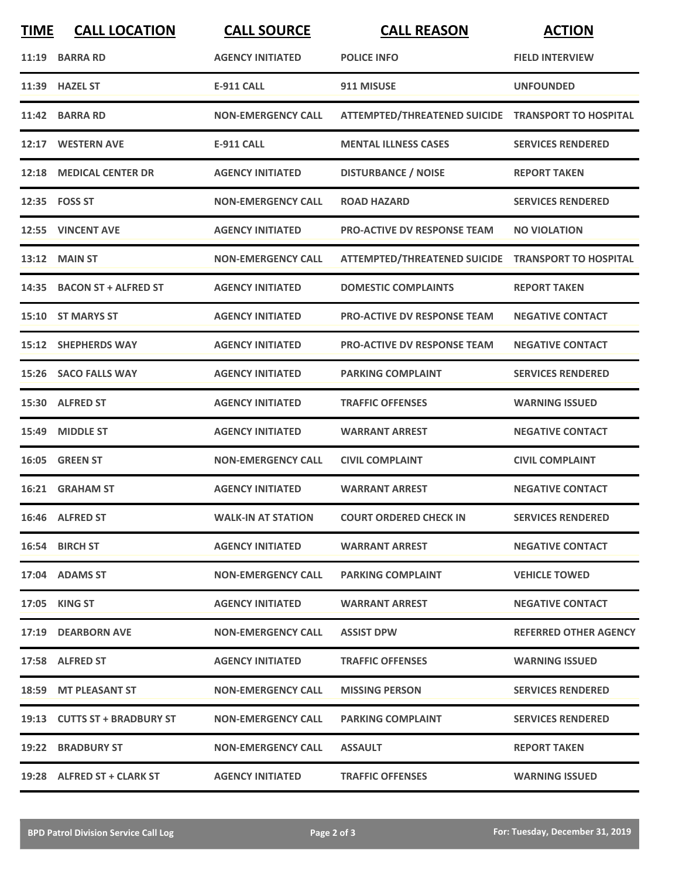| TIME | CALL LOCATION | CALL SOURCE | CALL REASON | ACTION |
|---|---|---|---|---|
| 11:19 | BARRA RD | AGENCY INITIATED | POLICE INFO | FIELD INTERVIEW |
| 11:39 | HAZEL ST | E-911 CALL | 911 MISUSE | UNFOUNDED |
| 11:42 | BARRA RD | NON-EMERGENCY CALL | ATTEMPTED/THREATENED SUICIDE | TRANSPORT TO HOSPITAL |
| 12:17 | WESTERN AVE | E-911 CALL | MENTAL ILLNESS CASES | SERVICES RENDERED |
| 12:18 | MEDICAL CENTER DR | AGENCY INITIATED | DISTURBANCE / NOISE | REPORT TAKEN |
| 12:35 | FOSS ST | NON-EMERGENCY CALL | ROAD HAZARD | SERVICES RENDERED |
| 12:55 | VINCENT AVE | AGENCY INITIATED | PRO-ACTIVE DV RESPONSE TEAM | NO VIOLATION |
| 13:12 | MAIN ST | NON-EMERGENCY CALL | ATTEMPTED/THREATENED SUICIDE | TRANSPORT TO HOSPITAL |
| 14:35 | BACON ST + ALFRED ST | AGENCY INITIATED | DOMESTIC COMPLAINTS | REPORT TAKEN |
| 15:10 | ST MARYS ST | AGENCY INITIATED | PRO-ACTIVE DV RESPONSE TEAM | NEGATIVE CONTACT |
| 15:12 | SHEPHERDS WAY | AGENCY INITIATED | PRO-ACTIVE DV RESPONSE TEAM | NEGATIVE CONTACT |
| 15:26 | SACO FALLS WAY | AGENCY INITIATED | PARKING COMPLAINT | SERVICES RENDERED |
| 15:30 | ALFRED ST | AGENCY INITIATED | TRAFFIC OFFENSES | WARNING ISSUED |
| 15:49 | MIDDLE ST | AGENCY INITIATED | WARRANT ARREST | NEGATIVE CONTACT |
| 16:05 | GREEN ST | NON-EMERGENCY CALL | CIVIL COMPLAINT | CIVIL COMPLAINT |
| 16:21 | GRAHAM ST | AGENCY INITIATED | WARRANT ARREST | NEGATIVE CONTACT |
| 16:46 | ALFRED ST | WALK-IN AT STATION | COURT ORDERED CHECK IN | SERVICES RENDERED |
| 16:54 | BIRCH ST | AGENCY INITIATED | WARRANT ARREST | NEGATIVE CONTACT |
| 17:04 | ADAMS ST | NON-EMERGENCY CALL | PARKING COMPLAINT | VEHICLE TOWED |
| 17:05 | KING ST | AGENCY INITIATED | WARRANT ARREST | NEGATIVE CONTACT |
| 17:19 | DEARBORN AVE | NON-EMERGENCY CALL | ASSIST DPW | REFERRED OTHER AGENCY |
| 17:58 | ALFRED ST | AGENCY INITIATED | TRAFFIC OFFENSES | WARNING ISSUED |
| 18:59 | MT PLEASANT ST | NON-EMERGENCY CALL | MISSING PERSON | SERVICES RENDERED |
| 19:13 | CUTTS ST + BRADBURY ST | NON-EMERGENCY CALL | PARKING COMPLAINT | SERVICES RENDERED |
| 19:22 | BRADBURY ST | NON-EMERGENCY CALL | ASSAULT | REPORT TAKEN |
| 19:28 | ALFRED ST + CLARK ST | AGENCY INITIATED | TRAFFIC OFFENSES | WARNING ISSUED |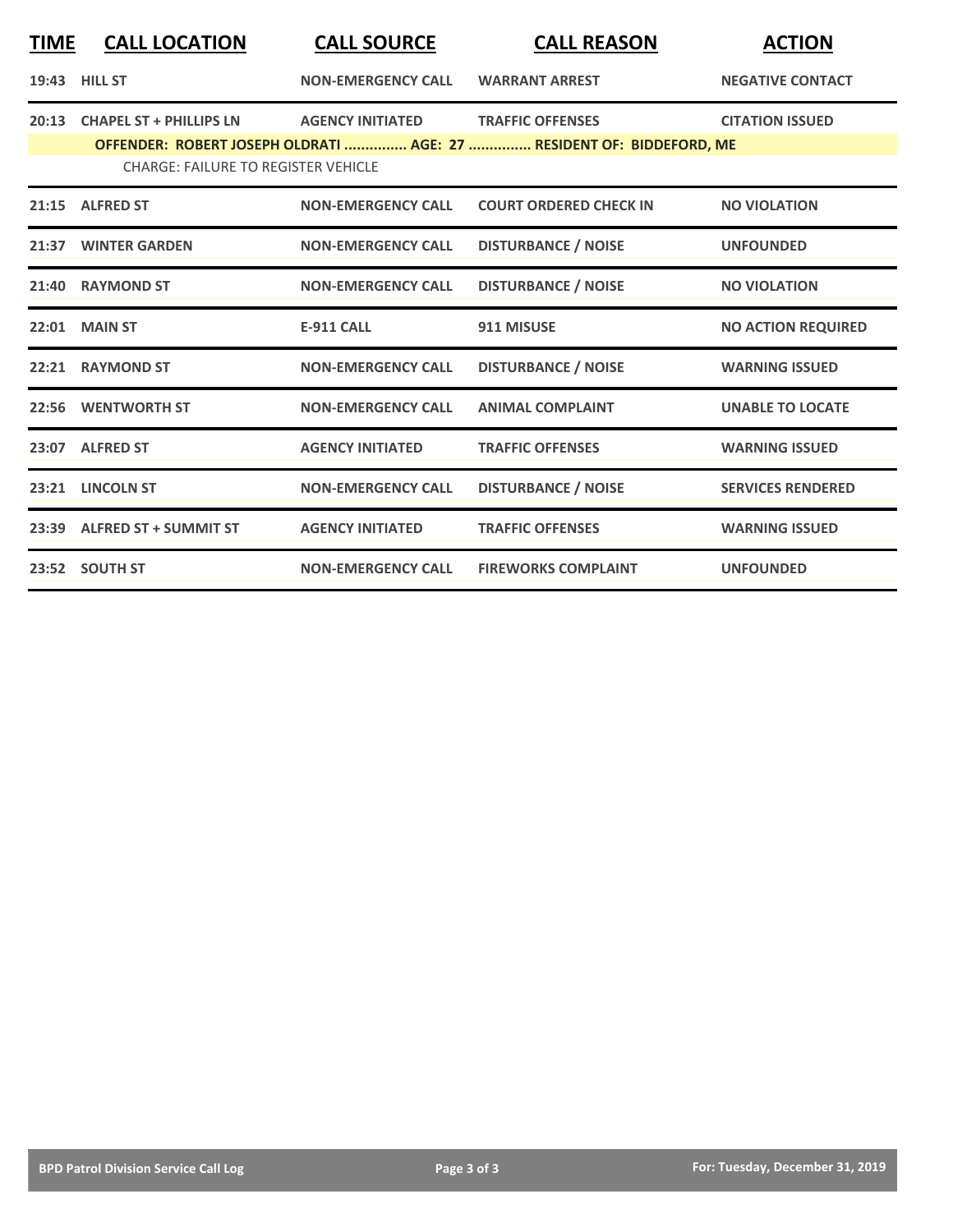| TIME | CALL LOCATION | CALL SOURCE | CALL REASON | ACTION |
|---|---|---|---|---|
| 19:43 | HILL ST | NON-EMERGENCY CALL | WARRANT ARREST | NEGATIVE CONTACT |
| 20:13 | CHAPEL ST + PHILLIPS LN | AGENCY INITIATED | TRAFFIC OFFENSES | CITATION ISSUED |
| | OFFENDER: ROBERT JOSEPH OLDRATI ............... AGE: 27 ............... RESIDENT OF: BIDDEFORD, ME | | | |
| | CHARGE: FAILURE TO REGISTER VEHICLE | | | |
| 21:15 | ALFRED ST | NON-EMERGENCY CALL | COURT ORDERED CHECK IN | NO VIOLATION |
| 21:37 | WINTER GARDEN | NON-EMERGENCY CALL | DISTURBANCE / NOISE | UNFOUNDED |
| 21:40 | RAYMOND ST | NON-EMERGENCY CALL | DISTURBANCE / NOISE | NO VIOLATION |
| 22:01 | MAIN ST | E-911 CALL | 911 MISUSE | NO ACTION REQUIRED |
| 22:21 | RAYMOND ST | NON-EMERGENCY CALL | DISTURBANCE / NOISE | WARNING ISSUED |
| 22:56 | WENTWORTH ST | NON-EMERGENCY CALL | ANIMAL COMPLAINT | UNABLE TO LOCATE |
| 23:07 | ALFRED ST | AGENCY INITIATED | TRAFFIC OFFENSES | WARNING ISSUED |
| 23:21 | LINCOLN ST | NON-EMERGENCY CALL | DISTURBANCE / NOISE | SERVICES RENDERED |
| 23:39 | ALFRED ST + SUMMIT ST | AGENCY INITIATED | TRAFFIC OFFENSES | WARNING ISSUED |
| 23:52 | SOUTH ST | NON-EMERGENCY CALL | FIREWORKS COMPLAINT | UNFOUNDED |